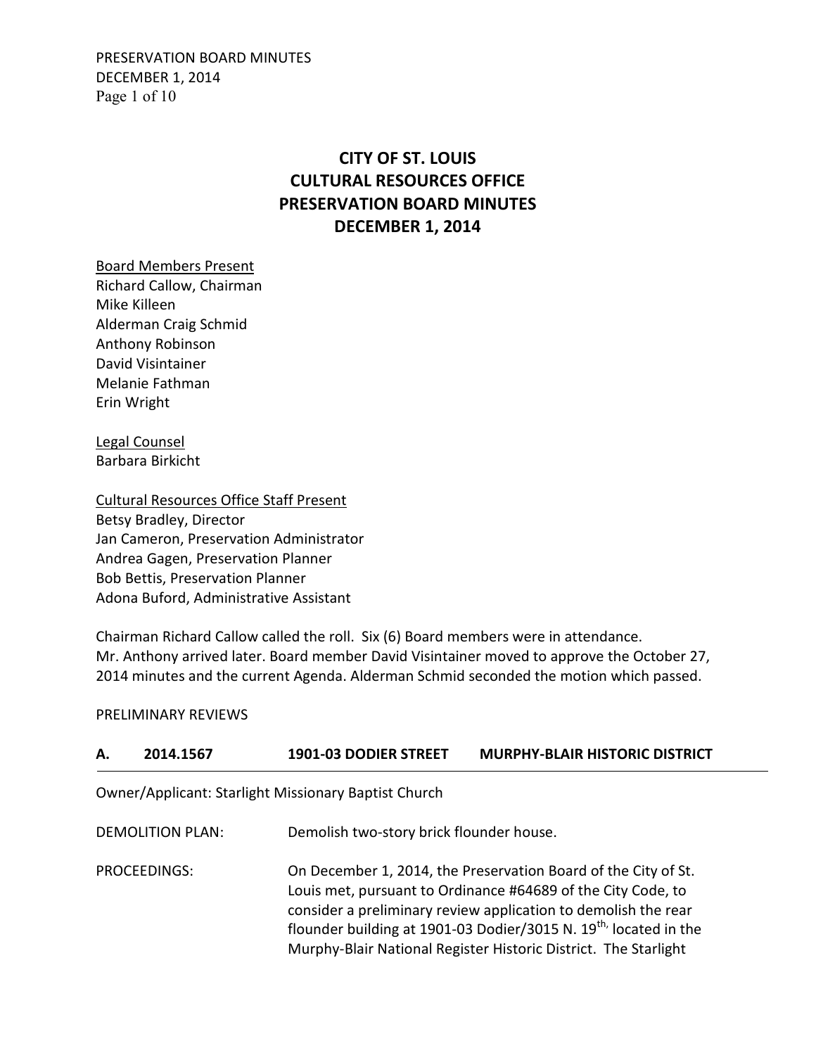# CITY OF ST. LOUIS
# CULTURAL RESOURCES OFFICE
# PRESERVATION BOARD MINUTES
# DECEMBER 1, 2014

Board Members Present
Richard Callow, Chairman
Mike Killeen
Alderman Craig Schmid
Anthony Robinson
David Visintainer
Melanie Fathman
Erin Wright

Legal Counsel
Barbara Birkicht

Cultural Resources Office Staff Present
Betsy Bradley, Director
Jan Cameron, Preservation Administrator
Andrea Gagen, Preservation Planner
Bob Bettis, Preservation Planner
Adona Buford, Administrative Assistant

Chairman Richard Callow called the roll. Six (6) Board members were in attendance. Mr. Anthony arrived later. Board member David Visintainer moved to approve the October 27, 2014 minutes and the current Agenda. Alderman Schmid seconded the motion which passed.

PRELIMINARY REVIEWS

**A. 2014.1567 1901-03 DODIER STREET MURPHY-BLAIR HISTORIC DISTRICT**

Owner/Applicant: Starlight Missionary Baptist Church

DEMOLITION PLAN: Demolish two-story brick flounder house.

PROCEEDINGS: On December 1, 2014, the Preservation Board of the City of St. Louis met, pursuant to Ordinance #64689 of the City Code, to consider a preliminary review application to demolish the rear flounder building at 1901-03 Dodier/3015 N. 19th, located in the Murphy-Blair National Register Historic District. The Starlight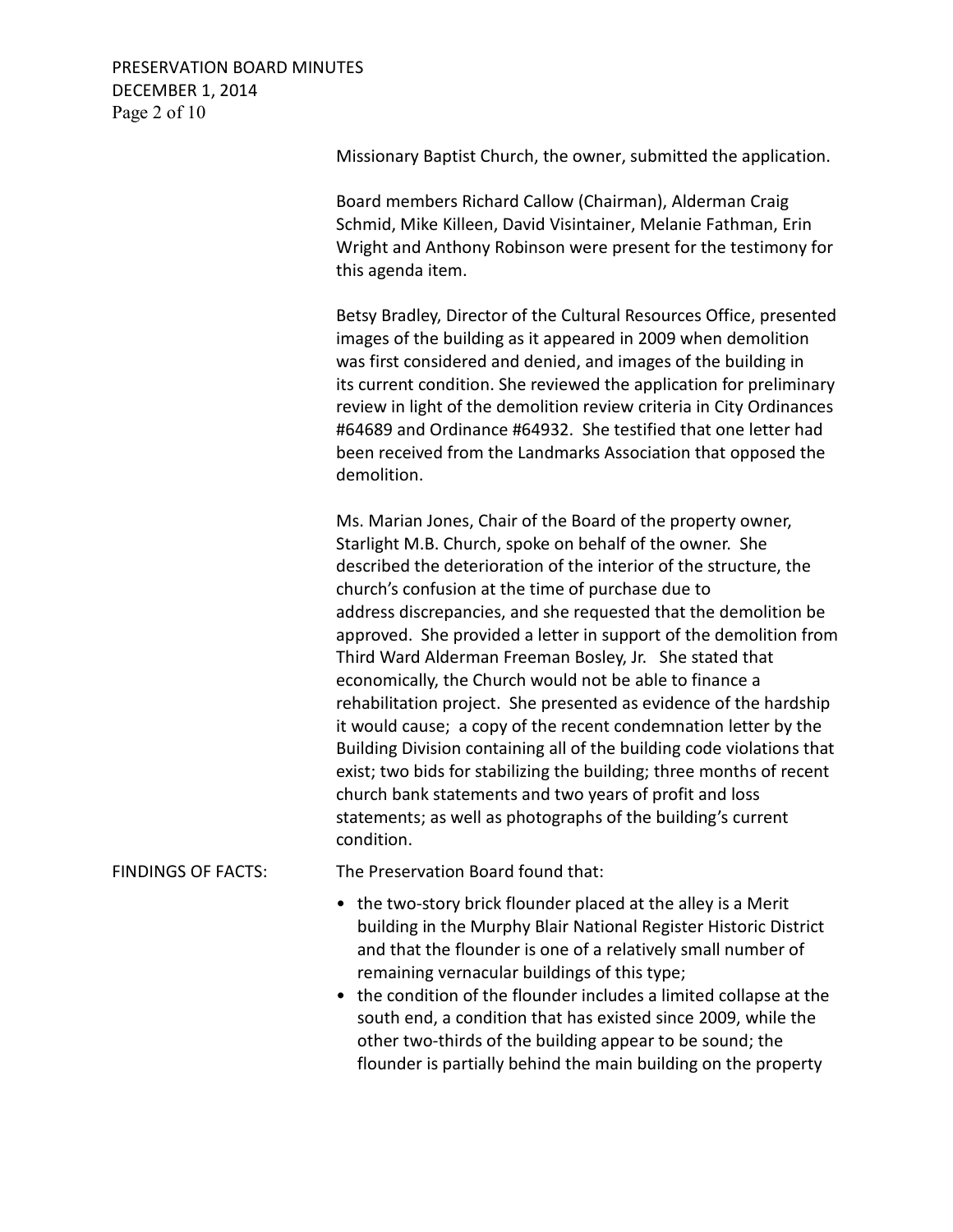Missionary Baptist Church, the owner, submitted the application.

Board members Richard Callow (Chairman), Alderman Craig Schmid, Mike Killeen, David Visintainer, Melanie Fathman, Erin Wright and Anthony Robinson were present for the testimony for this agenda item.

Betsy Bradley, Director of the Cultural Resources Office, presented images of the building as it appeared in 2009 when demolition was first considered and denied, and images of the building in its current condition. She reviewed the application for preliminary review in light of the demolition review criteria in City Ordinances #64689 and Ordinance #64932. She testified that one letter had been received from the Landmarks Association that opposed the demolition.

Ms. Marian Jones, Chair of the Board of the property owner, Starlight M.B. Church, spoke on behalf of the owner. She described the deterioration of the interior of the structure, the church's confusion at the time of purchase due to address discrepancies, and she requested that the demolition be approved. She provided a letter in support of the demolition from Third Ward Alderman Freeman Bosley, Jr. She stated that economically, the Church would not be able to finance a rehabilitation project. She presented as evidence of the hardship it would cause; a copy of the recent condemnation letter by the Building Division containing all of the building code violations that exist; two bids for stabilizing the building; three months of recent church bank statements and two years of profit and loss statements; as well as photographs of the building's current condition.

FINDINGS OF FACTS: The Preservation Board found that:

- the two-story brick flounder placed at the alley is a Merit building in the Murphy Blair National Register Historic District and that the flounder is one of a relatively small number of remaining vernacular buildings of this type;
- the condition of the flounder includes a limited collapse at the south end, a condition that has existed since 2009, while the other two-thirds of the building appear to be sound; the flounder is partially behind the main building on the property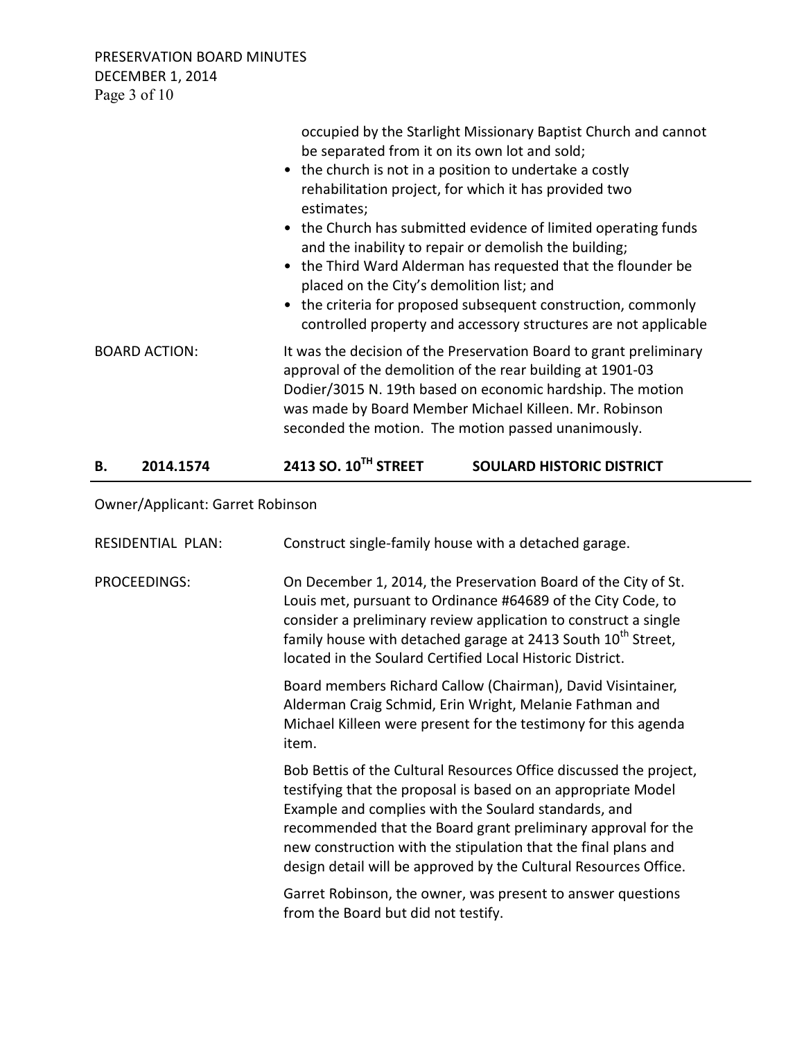occupied by the Starlight Missionary Baptist Church and cannot be separated from it on its own lot and sold;

- the church is not in a position to undertake a costly rehabilitation project, for which it has provided two estimates;
- the Church has submitted evidence of limited operating funds and the inability to repair or demolish the building;
- the Third Ward Alderman has requested that the flounder be placed on the City's demolition list; and
- the criteria for proposed subsequent construction, commonly controlled property and accessory structures are not applicable

BOARD ACTION: It was the decision of the Preservation Board to grant preliminary approval of the demolition of the rear building at 1901-03 Dodier/3015 N. 19th based on economic hardship. The motion was made by Board Member Michael Killeen. Mr. Robinson seconded the motion. The motion passed unanimously.

## B. 2014.1574 2413 SO. 10TH STREET SOULARD HISTORIC DISTRICT

Owner/Applicant: Garret Robinson

RESIDENTIAL PLAN: Construct single-family house with a detached garage.

PROCEEDINGS: On December 1, 2014, the Preservation Board of the City of St. Louis met, pursuant to Ordinance #64689 of the City Code, to consider a preliminary review application to construct a single family house with detached garage at 2413 South 10th Street, located in the Soulard Certified Local Historic District.

Board members Richard Callow (Chairman), David Visintainer, Alderman Craig Schmid, Erin Wright, Melanie Fathman and Michael Killeen were present for the testimony for this agenda item.

Bob Bettis of the Cultural Resources Office discussed the project, testifying that the proposal is based on an appropriate Model Example and complies with the Soulard standards, and recommended that the Board grant preliminary approval for the new construction with the stipulation that the final plans and design detail will be approved by the Cultural Resources Office.

Garret Robinson, the owner, was present to answer questions from the Board but did not testify.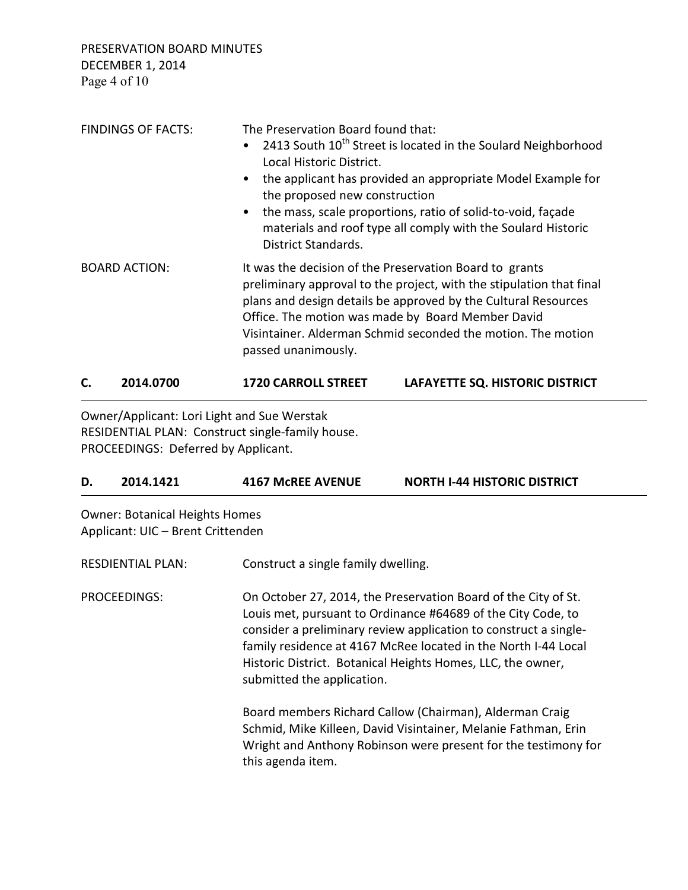FINDINGS OF FACTS: The Preservation Board found that:

- 2413 South 10th Street is located in the Soulard Neighborhood Local Historic District.
- the applicant has provided an appropriate Model Example for the proposed new construction
- the mass, scale proportions, ratio of solid-to-void, façade materials and roof type all comply with the Soulard Historic District Standards.

BOARD ACTION: It was the decision of the Preservation Board to grants preliminary approval to the project, with the stipulation that final plans and design details be approved by the Cultural Resources Office. The motion was made by Board Member David Visintainer. Alderman Schmid seconded the motion. The motion passed unanimously.

## C. 2014.0700 1720 CARROLL STREET LAFAYETTE SQ. HISTORIC DISTRICT

Owner/Applicant: Lori Light and Sue Werstak
RESIDENTIAL PLAN: Construct single-family house.
PROCEEDINGS: Deferred by Applicant.

## D. 2014.1421 4167 McREE AVENUE NORTH I-44 HISTORIC DISTRICT

Owner: Botanical Heights Homes
Applicant: UIC – Brent Crittenden

RESDIENTIAL PLAN: Construct a single family dwelling.

PROCEEDINGS: On October 27, 2014, the Preservation Board of the City of St. Louis met, pursuant to Ordinance #64689 of the City Code, to consider a preliminary review application to construct a single-family residence at 4167 McRee located in the North I-44 Local Historic District. Botanical Heights Homes, LLC, the owner, submitted the application.

Board members Richard Callow (Chairman), Alderman Craig Schmid, Mike Killeen, David Visintainer, Melanie Fathman, Erin Wright and Anthony Robinson were present for the testimony for this agenda item.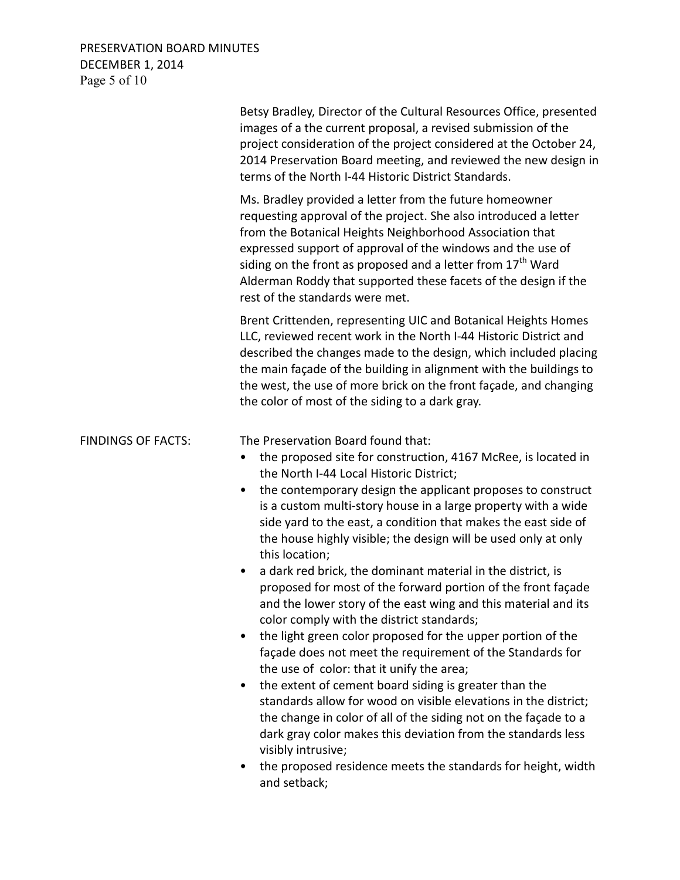Betsy Bradley, Director of the Cultural Resources Office, presented images of a the current proposal, a revised submission of the project consideration of the project considered at the October 24, 2014 Preservation Board meeting, and reviewed the new design in terms of the North I-44 Historic District Standards.

Ms. Bradley provided a letter from the future homeowner requesting approval of the project. She also introduced a letter from the Botanical Heights Neighborhood Association that expressed support of approval of the windows and the use of siding on the front as proposed and a letter from 17th Ward Alderman Roddy that supported these facets of the design if the rest of the standards were met.

Brent Crittenden, representing UIC and Botanical Heights Homes LLC, reviewed recent work in the North I-44 Historic District and described the changes made to the design, which included placing the main façade of the building in alignment with the buildings to the west, the use of more brick on the front façade, and changing the color of most of the siding to a dark gray.

FINDINGS OF FACTS: The Preservation Board found that:

- the proposed site for construction, 4167 McRee, is located in the North I-44 Local Historic District;
- the contemporary design the applicant proposes to construct is a custom multi-story house in a large property with a wide side yard to the east, a condition that makes the east side of the house highly visible; the design will be used only at only this location;
- a dark red brick, the dominant material in the district, is proposed for most of the forward portion of the front façade and the lower story of the east wing and this material and its color comply with the district standards;
- the light green color proposed for the upper portion of the façade does not meet the requirement of the Standards for the use of color: that it unify the area;
- the extent of cement board siding is greater than the standards allow for wood on visible elevations in the district; the change in color of all of the siding not on the façade to a dark gray color makes this deviation from the standards less visibly intrusive;
- the proposed residence meets the standards for height, width and setback;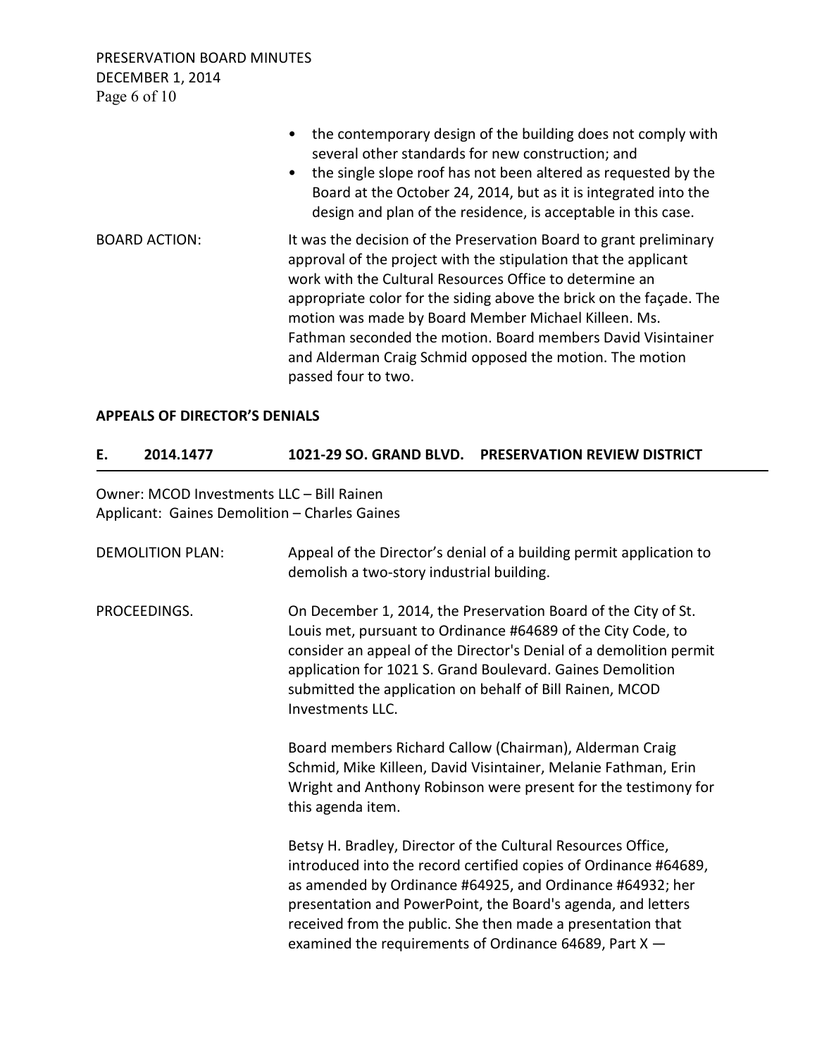- the contemporary design of the building does not comply with several other standards for new construction; and
- the single slope roof has not been altered as requested by the Board at the October 24, 2014, but as it is integrated into the design and plan of the residence, is acceptable in this case.

BOARD ACTION: It was the decision of the Preservation Board to grant preliminary approval of the project with the stipulation that the applicant work with the Cultural Resources Office to determine an appropriate color for the siding above the brick on the façade. The motion was made by Board Member Michael Killeen. Ms. Fathman seconded the motion. Board members David Visintainer and Alderman Craig Schmid opposed the motion. The motion passed four to two.

**APPEALS OF DIRECTOR'S DENIALS**

**E. 2014.1477 1021-29 SO. GRAND BLVD. PRESERVATION REVIEW DISTRICT**

Owner: MCOD Investments LLC – Bill Rainen
Applicant: Gaines Demolition – Charles Gaines

DEMOLITION PLAN: Appeal of the Director's denial of a building permit application to demolish a two-story industrial building.

PROCEEDINGS. On December 1, 2014, the Preservation Board of the City of St. Louis met, pursuant to Ordinance #64689 of the City Code, to consider an appeal of the Director's Denial of a demolition permit application for 1021 S. Grand Boulevard. Gaines Demolition submitted the application on behalf of Bill Rainen, MCOD Investments LLC.

Board members Richard Callow (Chairman), Alderman Craig Schmid, Mike Killeen, David Visintainer, Melanie Fathman, Erin Wright and Anthony Robinson were present for the testimony for this agenda item.

Betsy H. Bradley, Director of the Cultural Resources Office, introduced into the record certified copies of Ordinance #64689, as amended by Ordinance #64925, and Ordinance #64932; her presentation and PowerPoint, the Board's agenda, and letters received from the public. She then made a presentation that examined the requirements of Ordinance 64689, Part X —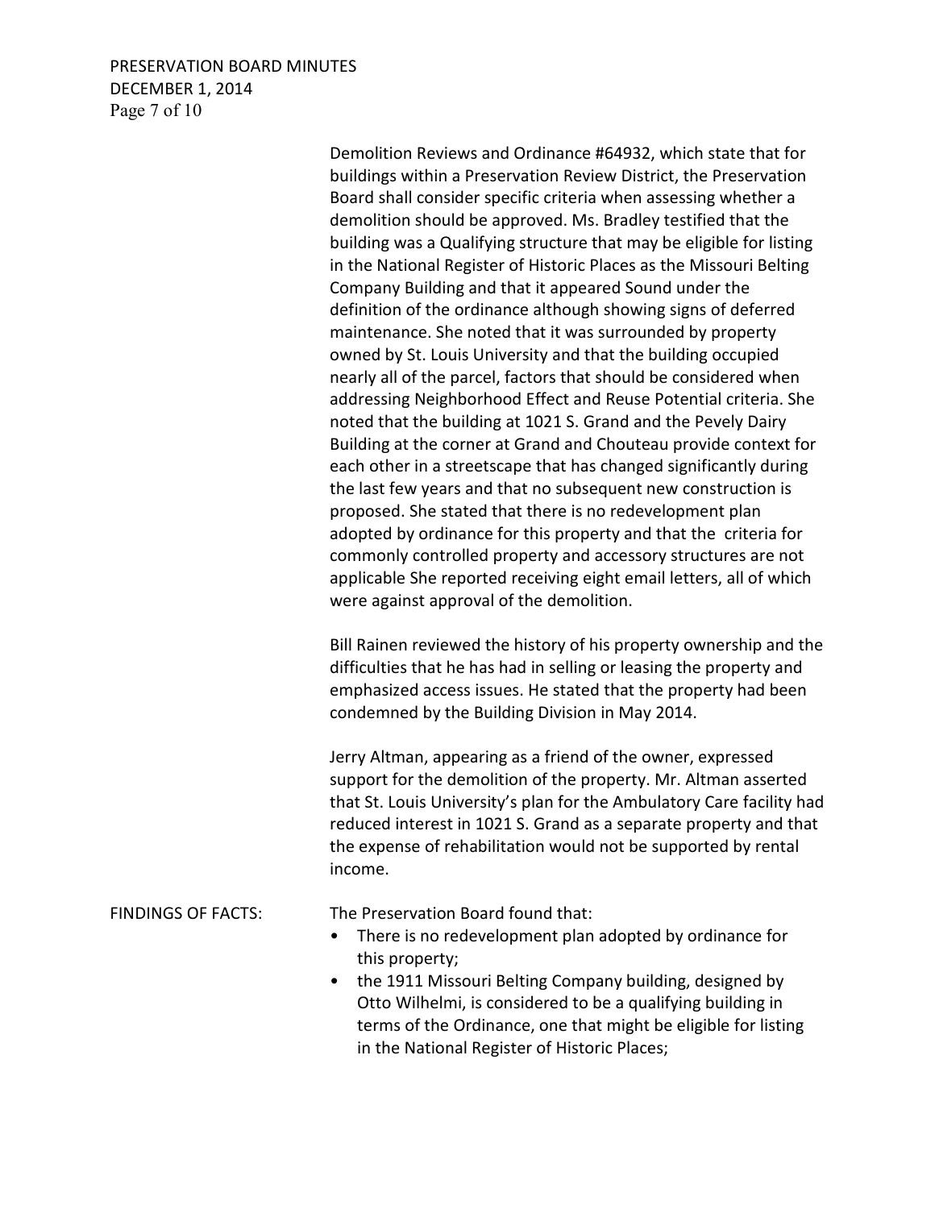Demolition Reviews and Ordinance #64932, which state that for buildings within a Preservation Review District, the Preservation Board shall consider specific criteria when assessing whether a demolition should be approved. Ms. Bradley testified that the building was a Qualifying structure that may be eligible for listing in the National Register of Historic Places as the Missouri Belting Company Building and that it appeared Sound under the definition of the ordinance although showing signs of deferred maintenance. She noted that it was surrounded by property owned by St. Louis University and that the building occupied nearly all of the parcel, factors that should be considered when addressing Neighborhood Effect and Reuse Potential criteria. She noted that the building at 1021 S. Grand and the Pevely Dairy Building at the corner at Grand and Chouteau provide context for each other in a streetscape that has changed significantly during the last few years and that no subsequent new construction is proposed. She stated that there is no redevelopment plan adopted by ordinance for this property and that the criteria for commonly controlled property and accessory structures are not applicable She reported receiving eight email letters, all of which were against approval of the demolition.

Bill Rainen reviewed the history of his property ownership and the difficulties that he has had in selling or leasing the property and emphasized access issues. He stated that the property had been condemned by the Building Division in May 2014.

Jerry Altman, appearing as a friend of the owner, expressed support for the demolition of the property. Mr. Altman asserted that St. Louis University's plan for the Ambulatory Care facility had reduced interest in 1021 S. Grand as a separate property and that the expense of rehabilitation would not be supported by rental income.

FINDINGS OF FACTS: The Preservation Board found that:

- There is no redevelopment plan adopted by ordinance for this property;
- the 1911 Missouri Belting Company building, designed by Otto Wilhelmi, is considered to be a qualifying building in terms of the Ordinance, one that might be eligible for listing in the National Register of Historic Places;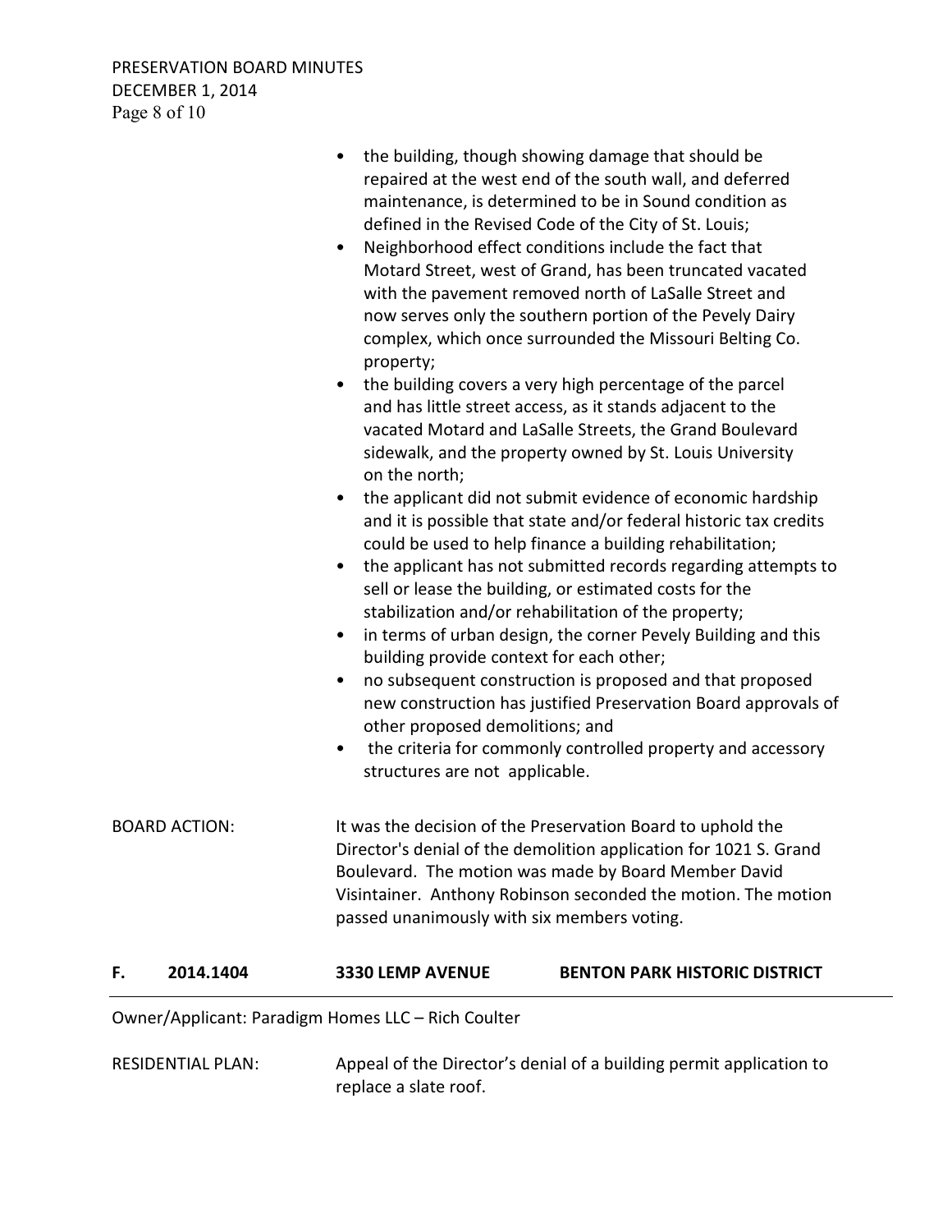- the building, though showing damage that should be repaired at the west end of the south wall, and deferred maintenance, is determined to be in Sound condition as defined in the Revised Code of the City of St. Louis;
- Neighborhood effect conditions include the fact that Motard Street, west of Grand, has been truncated vacated with the pavement removed north of LaSalle Street and now serves only the southern portion of the Pevely Dairy complex, which once surrounded the Missouri Belting Co. property;
- the building covers a very high percentage of the parcel and has little street access, as it stands adjacent to the vacated Motard and LaSalle Streets, the Grand Boulevard sidewalk, and the property owned by St. Louis University on the north;
- the applicant did not submit evidence of economic hardship and it is possible that state and/or federal historic tax credits could be used to help finance a building rehabilitation;
- the applicant has not submitted records regarding attempts to sell or lease the building, or estimated costs for the stabilization and/or rehabilitation of the property;
- in terms of urban design, the corner Pevely Building and this building provide context for each other;
- no subsequent construction is proposed and that proposed new construction has justified Preservation Board approvals of other proposed demolitions; and
- the criteria for commonly controlled property and accessory structures are not applicable.

BOARD ACTION: It was the decision of the Preservation Board to uphold the Director's denial of the demolition application for 1021 S. Grand Boulevard. The motion was made by Board Member David Visintainer. Anthony Robinson seconded the motion. The motion passed unanimously with six members voting.

## F. 2014.1404 3330 LEMP AVENUE BENTON PARK HISTORIC DISTRICT

Owner/Applicant: Paradigm Homes LLC – Rich Coulter

RESIDENTIAL PLAN: Appeal of the Director's denial of a building permit application to replace a slate roof.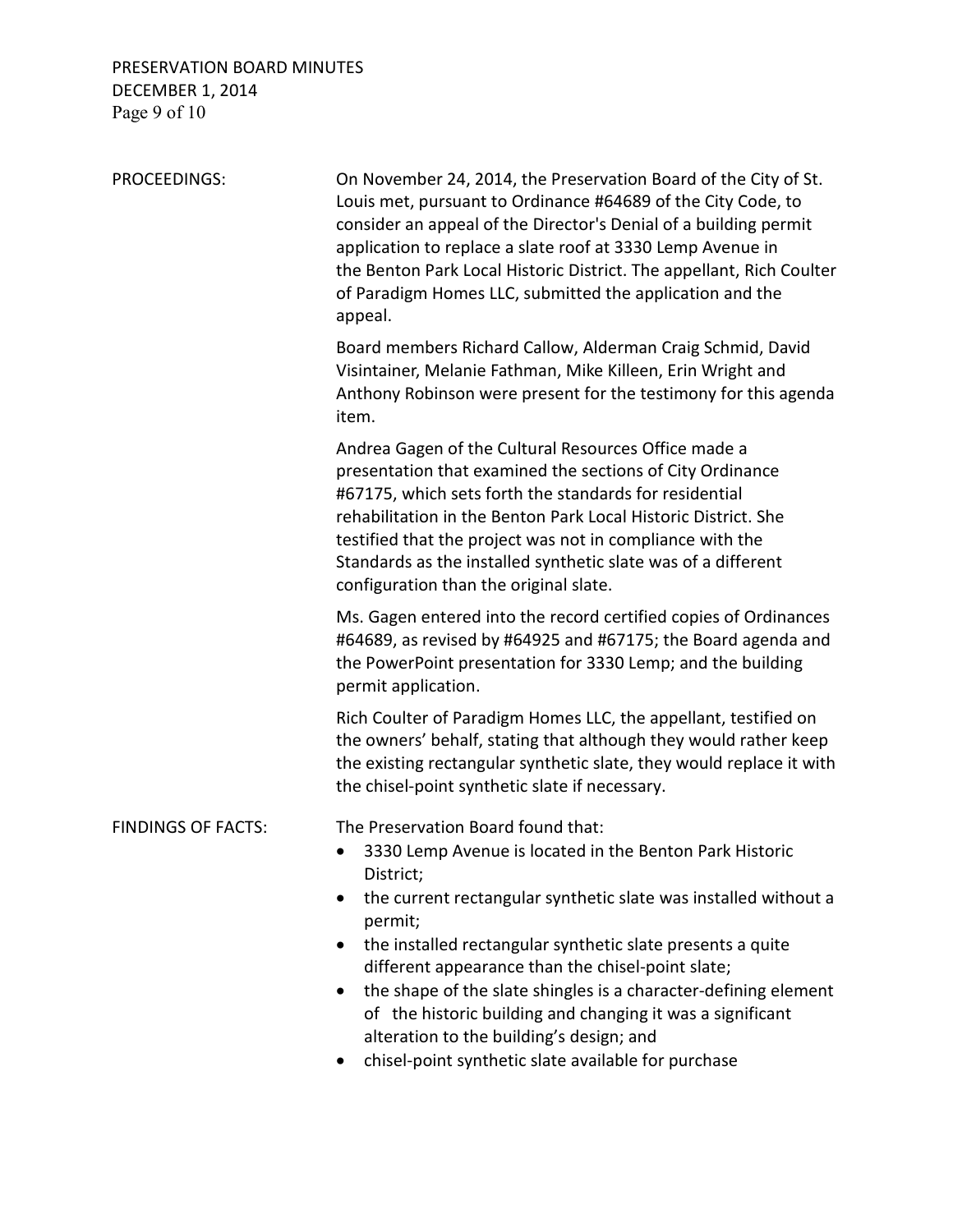**PROCEEDINGS:**

On November 24, 2014, the Preservation Board of the City of St. Louis met, pursuant to Ordinance #64689 of the City Code, to consider an appeal of the Director's Denial of a building permit application to replace a slate roof at 3330 Lemp Avenue in the Benton Park Local Historic District. The appellant, Rich Coulter of Paradigm Homes LLC, submitted the application and the appeal.

Board members Richard Callow, Alderman Craig Schmid, David Visintainer, Melanie Fathman, Mike Killeen, Erin Wright and Anthony Robinson were present for the testimony for this agenda item.

Andrea Gagen of the Cultural Resources Office made a presentation that examined the sections of City Ordinance #67175, which sets forth the standards for residential rehabilitation in the Benton Park Local Historic District. She testified that the project was not in compliance with the Standards as the installed synthetic slate was of a different configuration than the original slate.

Ms. Gagen entered into the record certified copies of Ordinances #64689, as revised by #64925 and #67175; the Board agenda and the PowerPoint presentation for 3330 Lemp; and the building permit application.

Rich Coulter of Paradigm Homes LLC, the appellant, testified on the owners' behalf, stating that although they would rather keep the existing rectangular synthetic slate, they would replace it with the chisel-point synthetic slate if necessary.

**FINDINGS OF FACTS:**

The Preservation Board found that:

- 3330 Lemp Avenue is located in the Benton Park Historic District;
- the current rectangular synthetic slate was installed without a permit;
- the installed rectangular synthetic slate presents a quite different appearance than the chisel-point slate;
- the shape of the slate shingles is a character-defining element of the historic building and changing it was a significant alteration to the building's design; and
- chisel-point synthetic slate available for purchase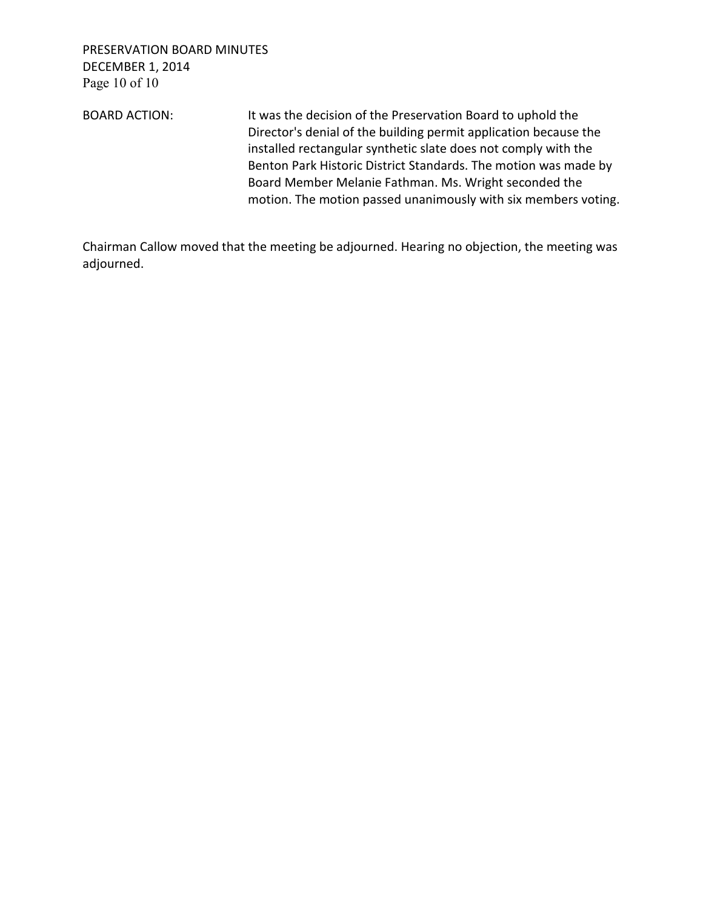BOARD ACTION: It was the decision of the Preservation Board to uphold the Director's denial of the building permit application because the installed rectangular synthetic slate does not comply with the Benton Park Historic District Standards. The motion was made by Board Member Melanie Fathman. Ms. Wright seconded the motion. The motion passed unanimously with six members voting.

Chairman Callow moved that the meeting be adjourned. Hearing no objection, the meeting was adjourned.